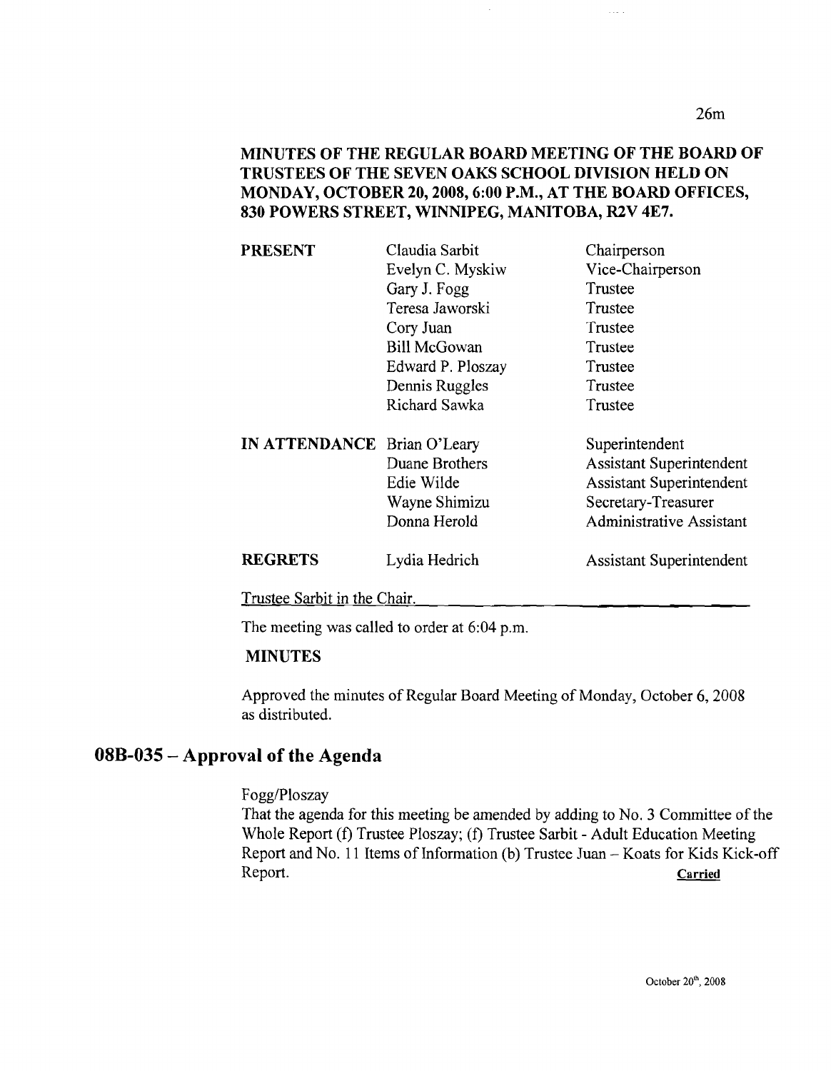**MINUTES OF THE REGULAR BOARD MEETING OF THE BOARD OF TRUSTEES OF THE SEVEN OAKS SCHOOL DIVISION HELD ON MONDAY, OCTOBER 20, 2008, 6:00 P.M., AT THE BOARD OFFICES, 830 POWERS STREET, WINNIPEG, MANITOBA, R2V 4E7.**

| | | |
|---|---|---|
| **PRESENT** | Claudia Sarbit | Chairperson |
| | Evelyn C. Myskiw | Vice-Chairperson |
| | Gary J. Fogg | Trustee |
| | Teresa Jaworski | Trustee |
| | Cory Juan | Trustee |
| | Bill McGowan | Trustee |
| | Edward P. Ploszay | Trustee |
| | Dennis Ruggles | Trustee |
| | Richard Sawka | Trustee |
| **IN ATTENDANCE** | Brian O'Leary | Superintendent |
| | Duane Brothers | Assistant Superintendent |
| | Edie Wilde | Assistant Superintendent |
| | Wayne Shimizu | Secretary-Treasurer |
| | Donna Herold | Administrative Assistant |
| **REGRETS** | Lydia Hedrich | Assistant Superintendent |

Trustee Sarbit in the Chair.

The meeting was called to order at 6:04 p.m.

**MINUTES**

Approved the minutes of Regular Board Meeting of Monday, October 6, 2008 as distributed.

## 08B-035 – Approval of the Agenda

Fogg/Ploszay

That the agenda for this meeting be amended by adding to No. 3 Committee of the Whole Report (f) Trustee Ploszay; (f) Trustee Sarbit - Adult Education Meeting Report and No. 11 Items of Information (b) Trustee Juan – Koats for Kids Kick-off Report. **Carried**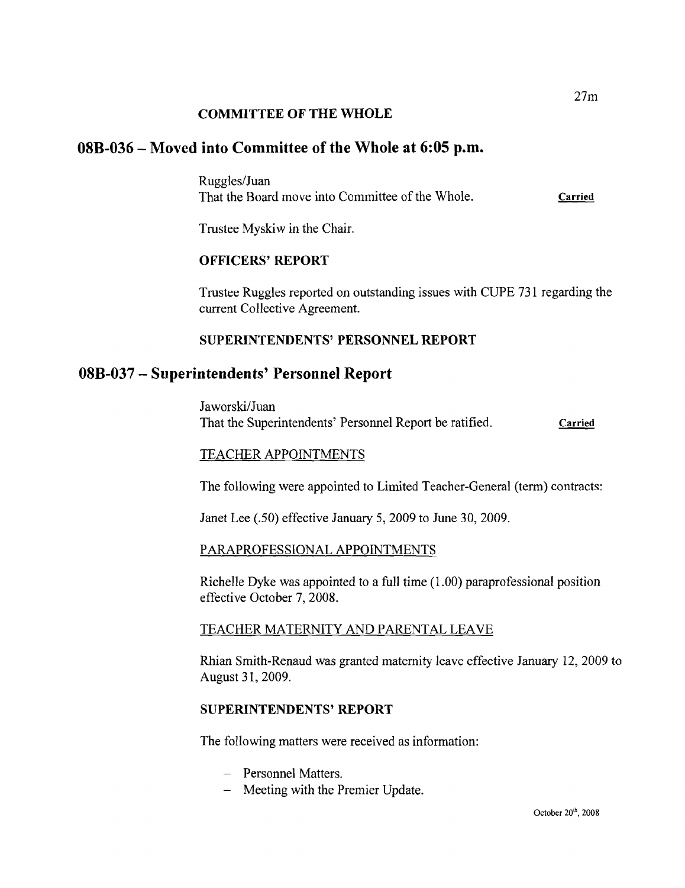### COMMITTEE OF THE WHOLE

## 08B-036 – Moved into Committee of the Whole at 6:05 p.m.

Ruggles/Juan
That the Board move into Committee of the Whole. **Carried**

Trustee Myskiw in the Chair.

### OFFICERS' REPORT

Trustee Ruggles reported on outstanding issues with CUPE 731 regarding the current Collective Agreement.

### SUPERINTENDENTS' PERSONNEL REPORT

## 08B-037 – Superintendents' Personnel Report

Jaworski/Juan
That the Superintendents' Personnel Report be ratified. **Carried**

TEACHER APPOINTMENTS

The following were appointed to Limited Teacher-General (term) contracts:

Janet Lee (.50) effective January 5, 2009 to June 30, 2009.

PARAPROFESSIONAL APPOINTMENTS

Richelle Dyke was appointed to a full time (1.00) paraprofessional position effective October 7, 2008.

TEACHER MATERNITY AND PARENTAL LEAVE

Rhian Smith-Renaud was granted maternity leave effective January 12, 2009 to August 31, 2009.

### SUPERINTENDENTS' REPORT

The following matters were received as information:

- Personnel Matters.
- Meeting with the Premier Update.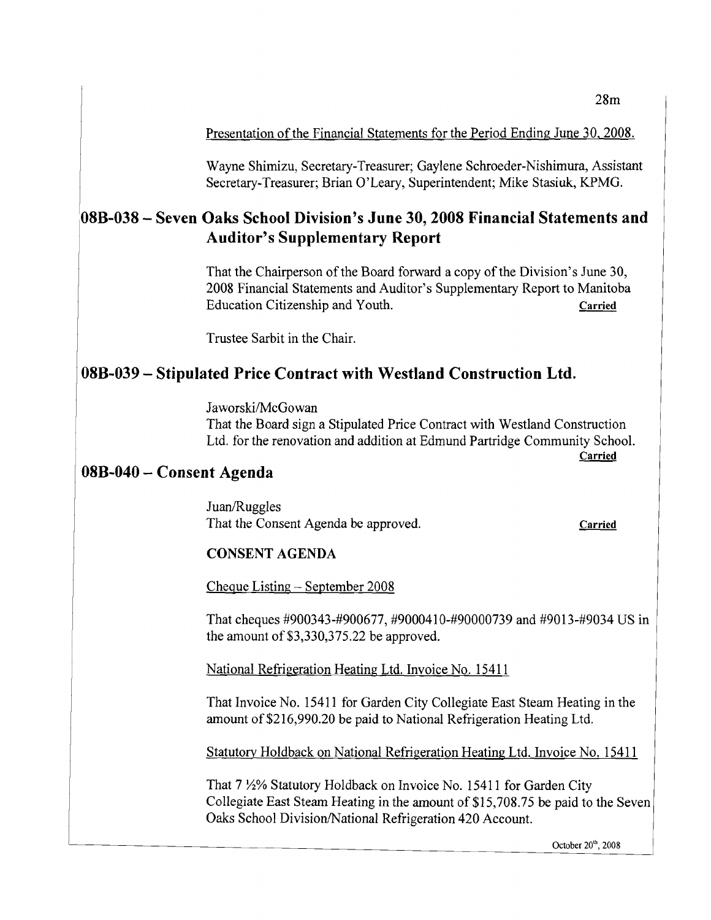Presentation of the Financial Statements for the Period Ending June 30, 2008.

Wayne Shimizu, Secretary-Treasurer; Gaylene Schroeder-Nishimura, Assistant Secretary-Treasurer; Brian O'Leary, Superintendent; Mike Stasiuk, KPMG.

## 08B-038 – Seven Oaks School Division's June 30, 2008 Financial Statements and Auditor's Supplementary Report

That the Chairperson of the Board forward a copy of the Division's June 30, 2008 Financial Statements and Auditor's Supplementary Report to Manitoba Education Citizenship and Youth. **Carried**

Trustee Sarbit in the Chair.

## 08B-039 – Stipulated Price Contract with Westland Construction Ltd.

Jaworski/McGowan
That the Board sign a Stipulated Price Contract with Westland Construction Ltd. for the renovation and addition at Edmund Partridge Community School. **Carried**

## 08B-040 – Consent Agenda

Juan/Ruggles
That the Consent Agenda be approved. **Carried**

**CONSENT AGENDA**

Cheque Listing – September 2008

That cheques #900343-#900677, #9000410-#90000739 and #9013-#9034 US in the amount of $3,330,375.22 be approved.

National Refrigeration Heating Ltd. Invoice No. 15411

That Invoice No. 15411 for Garden City Collegiate East Steam Heating in the amount of $216,990.20 be paid to National Refrigeration Heating Ltd.

Statutory Holdback on National Refrigeration Heating Ltd. Invoice No. 15411

That 7 ½% Statutory Holdback on Invoice No. 15411 for Garden City Collegiate East Steam Heating in the amount of $15,708.75 be paid to the Seven Oaks School Division/National Refrigeration 420 Account.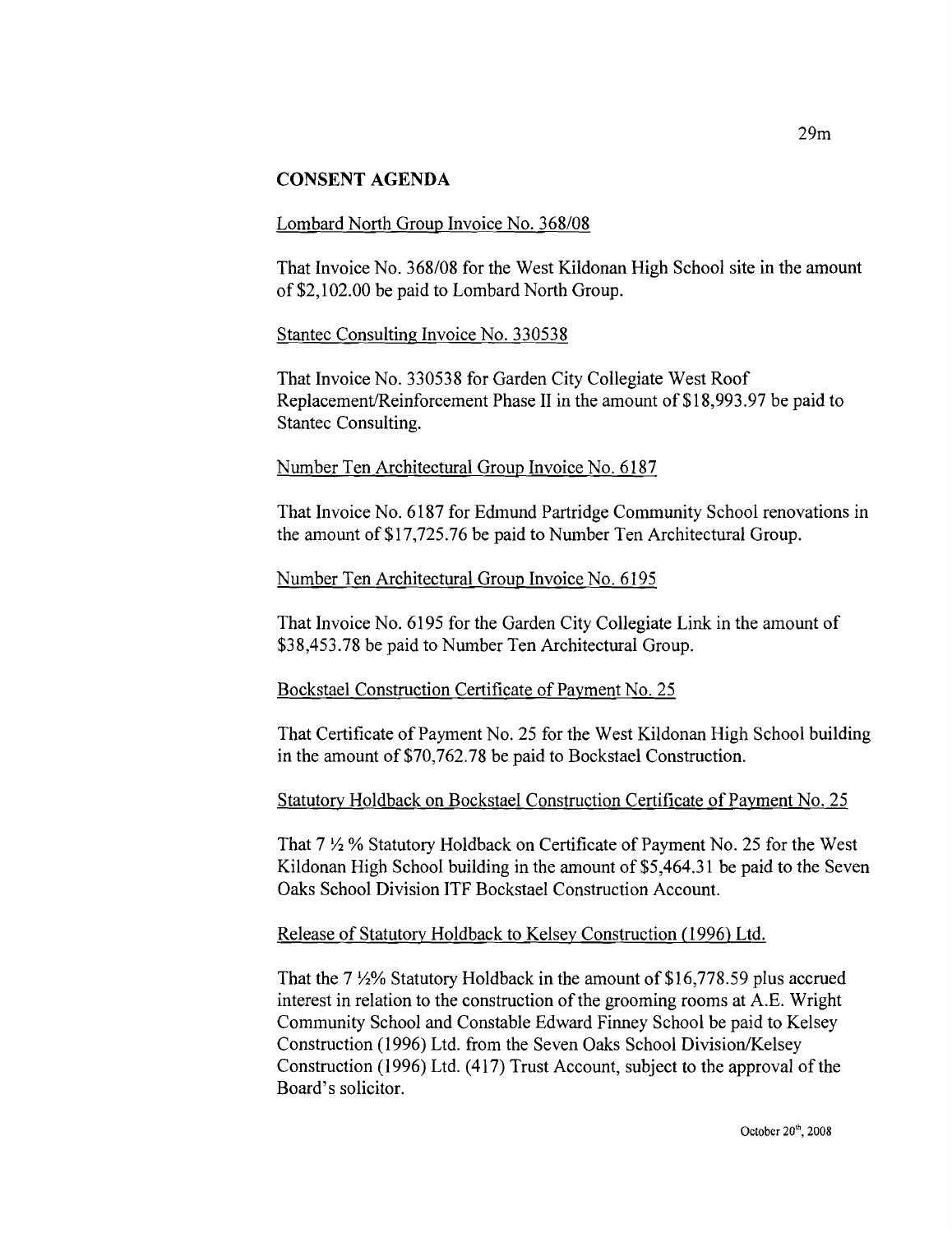## CONSENT AGENDA

Lombard North Group Invoice No. 368/08

That Invoice No. 368/08 for the West Kildonan High School site in the amount of $2,102.00 be paid to Lombard North Group.

Stantec Consulting Invoice No. 330538

That Invoice No. 330538 for Garden City Collegiate West Roof Replacement/Reinforcement Phase II in the amount of $18,993.97 be paid to Stantec Consulting.

Number Ten Architectural Group Invoice No. 6187

That Invoice No. 6187 for Edmund Partridge Community School renovations in the amount of $17,725.76 be paid to Number Ten Architectural Group.

Number Ten Architectural Group Invoice No. 6195

That Invoice No. 6195 for the Garden City Collegiate Link in the amount of $38,453.78 be paid to Number Ten Architectural Group.

Bockstael Construction Certificate of Payment No. 25

That Certificate of Payment No. 25 for the West Kildonan High School building in the amount of $70,762.78 be paid to Bockstael Construction.

Statutory Holdback on Bockstael Construction Certificate of Payment No. 25

That 7 ½ % Statutory Holdback on Certificate of Payment No. 25 for the West Kildonan High School building in the amount of $5,464.31 be paid to the Seven Oaks School Division ITF Bockstael Construction Account.

Release of Statutory Holdback to Kelsey Construction (1996) Ltd.

That the 7 ½% Statutory Holdback in the amount of $16,778.59 plus accrued interest in relation to the construction of the grooming rooms at A.E. Wright Community School and Constable Edward Finney School be paid to Kelsey Construction (1996) Ltd. from the Seven Oaks School Division/Kelsey Construction (1996) Ltd. (417) Trust Account, subject to the approval of the Board's solicitor.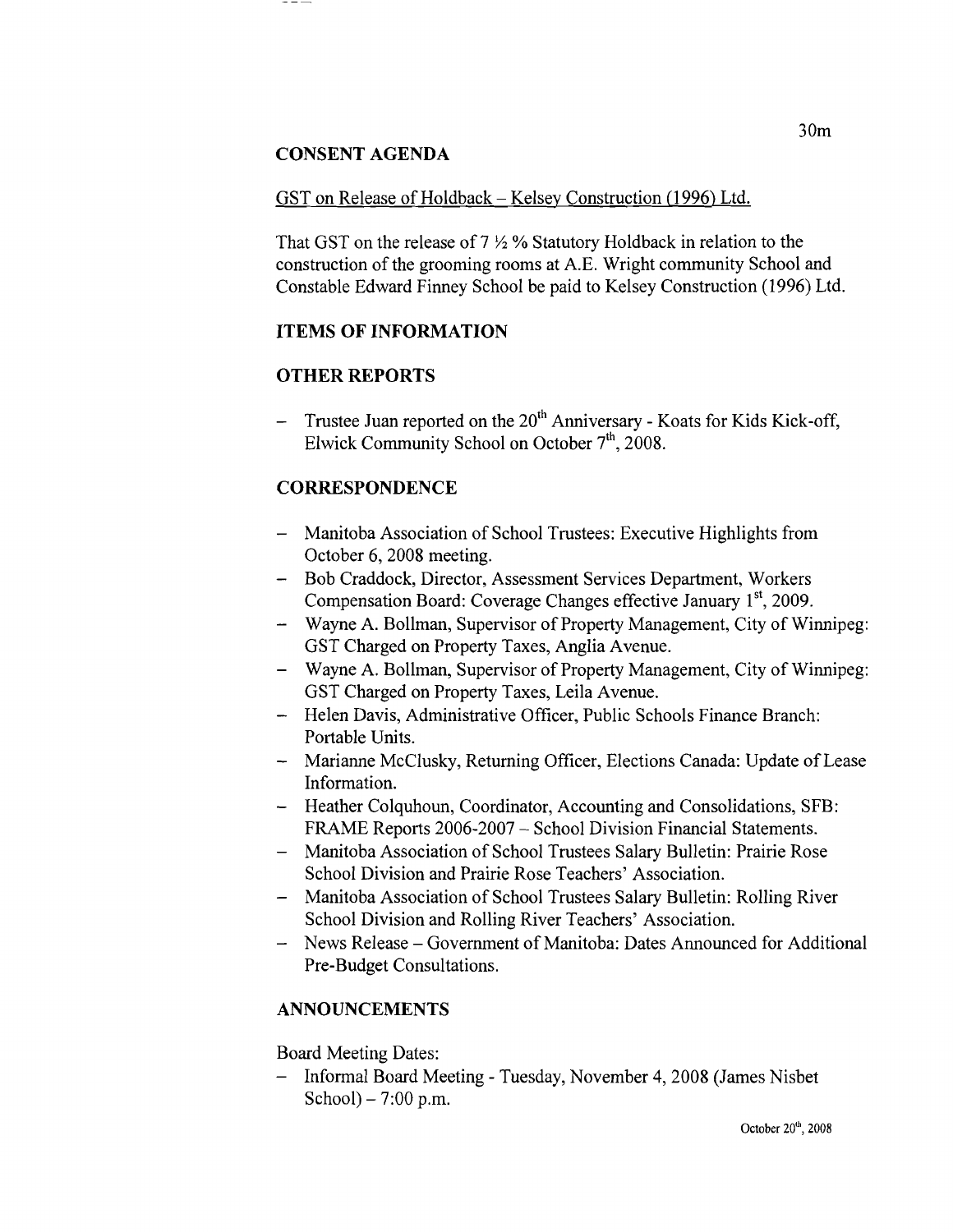## CONSENT AGENDA

GST on Release of Holdback – Kelsey Construction (1996) Ltd.

That GST on the release of 7 ½ % Statutory Holdback in relation to the construction of the grooming rooms at A.E. Wright community School and Constable Edward Finney School be paid to Kelsey Construction (1996) Ltd.

## ITEMS OF INFORMATION

## OTHER REPORTS

- Trustee Juan reported on the 20th Anniversary - Koats for Kids Kick-off, Elwick Community School on October 7th, 2008.

## CORRESPONDENCE

- Manitoba Association of School Trustees: Executive Highlights from October 6, 2008 meeting.
- Bob Craddock, Director, Assessment Services Department, Workers Compensation Board: Coverage Changes effective January 1st, 2009.
- Wayne A. Bollman, Supervisor of Property Management, City of Winnipeg: GST Charged on Property Taxes, Anglia Avenue.
- Wayne A. Bollman, Supervisor of Property Management, City of Winnipeg: GST Charged on Property Taxes, Leila Avenue.
- Helen Davis, Administrative Officer, Public Schools Finance Branch: Portable Units.
- Marianne McClusky, Returning Officer, Elections Canada: Update of Lease Information.
- Heather Colquhoun, Coordinator, Accounting and Consolidations, SFB: FRAME Reports 2006-2007 – School Division Financial Statements.
- Manitoba Association of School Trustees Salary Bulletin: Prairie Rose School Division and Prairie Rose Teachers' Association.
- Manitoba Association of School Trustees Salary Bulletin: Rolling River School Division and Rolling River Teachers' Association.
- News Release – Government of Manitoba: Dates Announced for Additional Pre-Budget Consultations.

## ANNOUNCEMENTS

Board Meeting Dates:

- Informal Board Meeting - Tuesday, November 4, 2008 (James Nisbet School) – 7:00 p.m.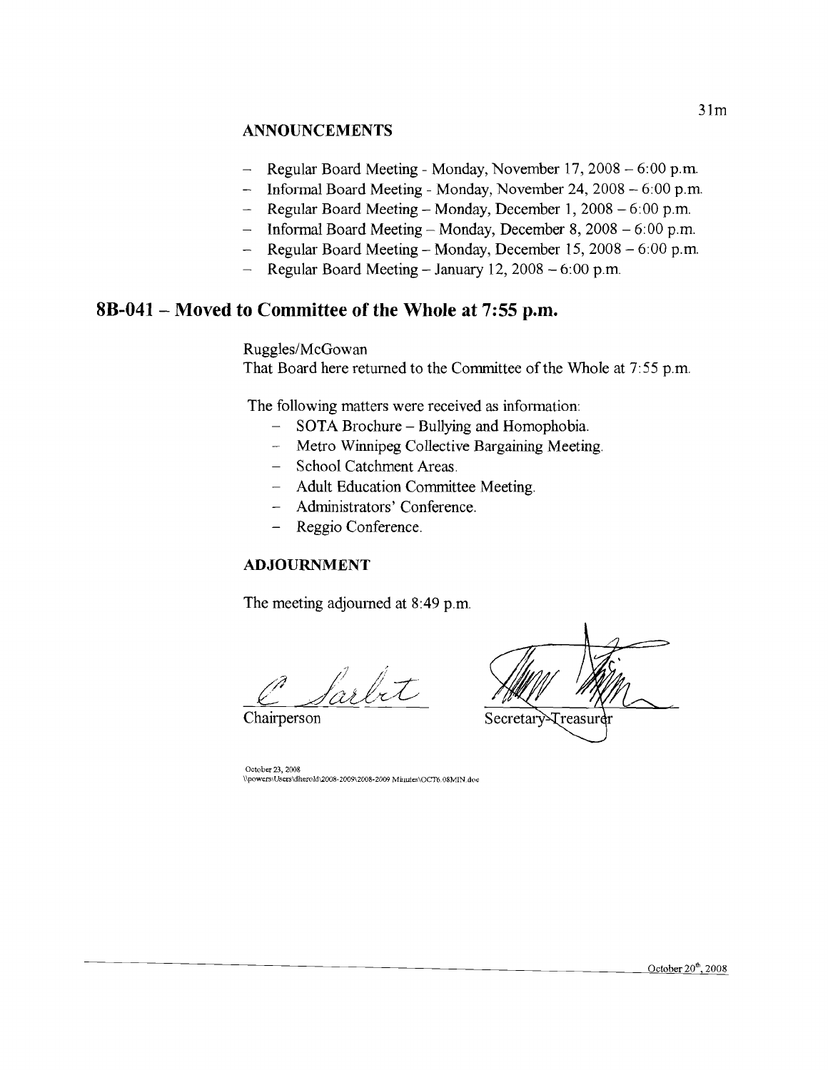### ANNOUNCEMENTS

- Regular Board Meeting - Monday, November 17, 2008 – 6:00 p.m.
- Informal Board Meeting - Monday, November 24, 2008 – 6:00 p.m.
- Regular Board Meeting – Monday, December 1, 2008 – 6:00 p.m.
- Informal Board Meeting – Monday, December 8, 2008 – 6:00 p.m.
- Regular Board Meeting – Monday, December 15, 2008 – 6:00 p.m.
- Regular Board Meeting – January 12, 2008 – 6:00 p.m.

## 8B-041 – Moved to Committee of the Whole at 7:55 p.m.

Ruggles/McGowan
That Board here returned to the Committee of the Whole at 7:55 p.m.

The following matters were received as information:

- SOTA Brochure – Bullying and Homophobia.
- Metro Winnipeg Collective Bargaining Meeting.
- School Catchment Areas.
- Adult Education Committee Meeting.
- Administrators' Conference.
- Reggio Conference.

### ADJOURNMENT

The meeting adjourned at 8:49 p.m.

C Sarbit
Chairperson

Secretary-Treasurer

October 23, 2008
\\powers\Users\dherold\2008-2009\2008-2009 Minutes\OCT6.08MIN.doc